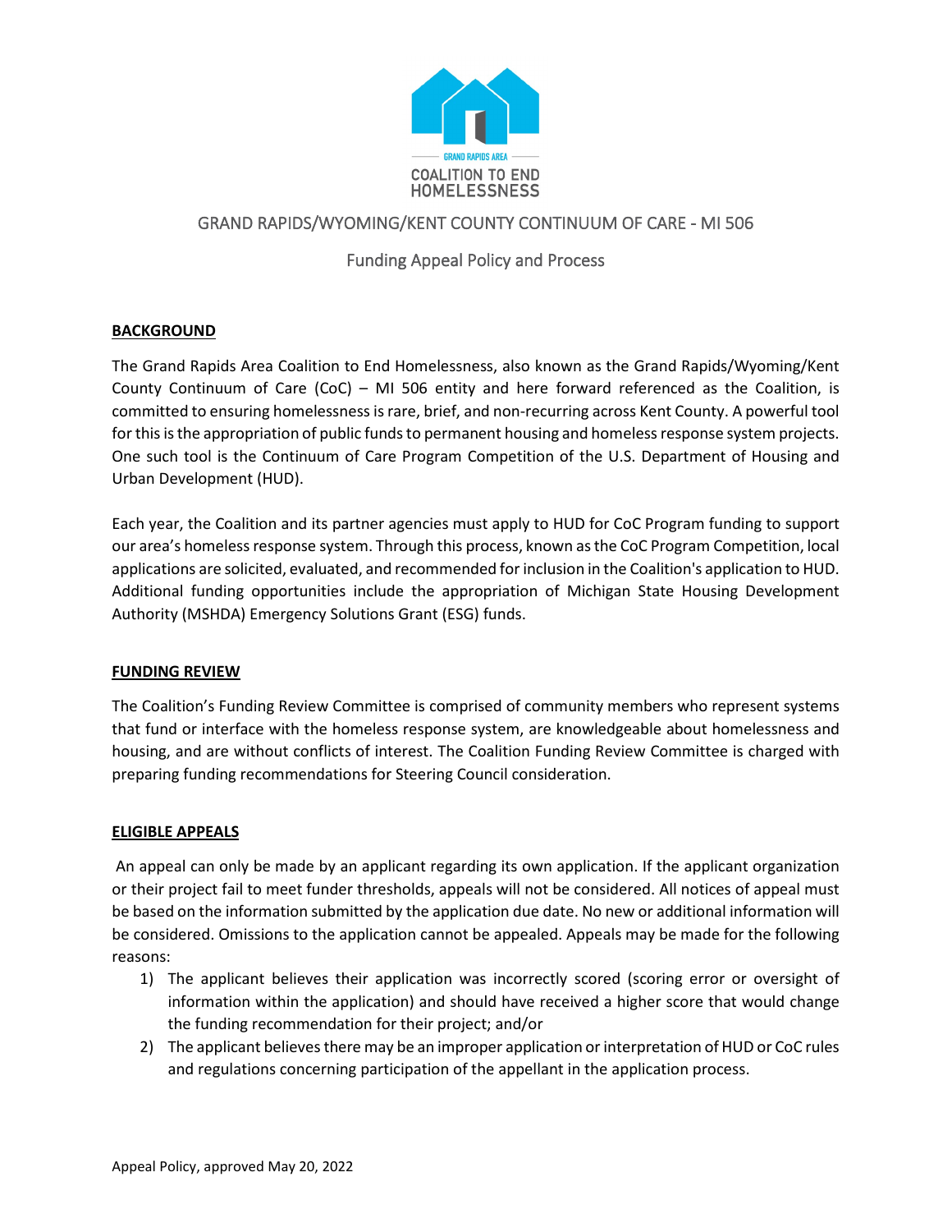GRAND RAPIDS AREA
COALITION TO END HOMELESSNESS

# GRAND RAPIDS/WYOMING/KENT COUNTY CONTINUUM OF CARE - MI 506

## Funding Appeal Policy and Process

### BACKGROUND

The Grand Rapids Area Coalition to End Homelessness, also known as the Grand Rapids/Wyoming/Kent County Continuum of Care (CoC) – MI 506 entity and here forward referenced as the Coalition, is committed to ensuring homelessness is rare, brief, and non-recurring across Kent County. A powerful tool for this is the appropriation of public funds to permanent housing and homeless response system projects. One such tool is the Continuum of Care Program Competition of the U.S. Department of Housing and Urban Development (HUD).

Each year, the Coalition and its partner agencies must apply to HUD for CoC Program funding to support our area's homeless response system. Through this process, known as the CoC Program Competition, local applications are solicited, evaluated, and recommended for inclusion in the Coalition's application to HUD. Additional funding opportunities include the appropriation of Michigan State Housing Development Authority (MSHDA) Emergency Solutions Grant (ESG) funds.

### FUNDING REVIEW

The Coalition's Funding Review Committee is comprised of community members who represent systems that fund or interface with the homeless response system, are knowledgeable about homelessness and housing, and are without conflicts of interest. The Coalition Funding Review Committee is charged with preparing funding recommendations for Steering Council consideration.

### ELIGIBLE APPEALS

An appeal can only be made by an applicant regarding its own application. If the applicant organization or their project fail to meet funder thresholds, appeals will not be considered. All notices of appeal must be based on the information submitted by the application due date. No new or additional information will be considered. Omissions to the application cannot be appealed. Appeals may be made for the following reasons:

1) The applicant believes their application was incorrectly scored (scoring error or oversight of information within the application) and should have received a higher score that would change the funding recommendation for their project; and/or
2) The applicant believes there may be an improper application or interpretation of HUD or CoC rules and regulations concerning participation of the appellant in the application process.

Appeal Policy, approved May 20, 2022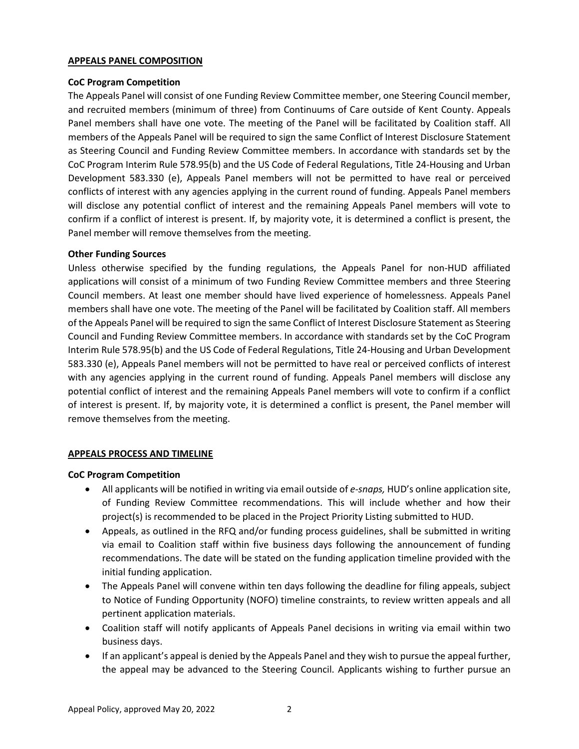## APPEALS PANEL COMPOSITION

### CoC Program Competition

The Appeals Panel will consist of one Funding Review Committee member, one Steering Council member, and recruited members (minimum of three) from Continuums of Care outside of Kent County. Appeals Panel members shall have one vote. The meeting of the Panel will be facilitated by Coalition staff. All members of the Appeals Panel will be required to sign the same Conflict of Interest Disclosure Statement as Steering Council and Funding Review Committee members. In accordance with standards set by the CoC Program Interim Rule 578.95(b) and the US Code of Federal Regulations, Title 24-Housing and Urban Development 583.330 (e), Appeals Panel members will not be permitted to have real or perceived conflicts of interest with any agencies applying in the current round of funding. Appeals Panel members will disclose any potential conflict of interest and the remaining Appeals Panel members will vote to confirm if a conflict of interest is present. If, by majority vote, it is determined a conflict is present, the Panel member will remove themselves from the meeting.

### Other Funding Sources

Unless otherwise specified by the funding regulations, the Appeals Panel for non-HUD affiliated applications will consist of a minimum of two Funding Review Committee members and three Steering Council members. At least one member should have lived experience of homelessness. Appeals Panel members shall have one vote. The meeting of the Panel will be facilitated by Coalition staff. All members of the Appeals Panel will be required to sign the same Conflict of Interest Disclosure Statement as Steering Council and Funding Review Committee members. In accordance with standards set by the CoC Program Interim Rule 578.95(b) and the US Code of Federal Regulations, Title 24-Housing and Urban Development 583.330 (e), Appeals Panel members will not be permitted to have real or perceived conflicts of interest with any agencies applying in the current round of funding. Appeals Panel members will disclose any potential conflict of interest and the remaining Appeals Panel members will vote to confirm if a conflict of interest is present. If, by majority vote, it is determined a conflict is present, the Panel member will remove themselves from the meeting.

## APPEALS PROCESS AND TIMELINE

### CoC Program Competition

- All applicants will be notified in writing via email outside of *e-snaps,* HUD's online application site, of Funding Review Committee recommendations. This will include whether and how their project(s) is recommended to be placed in the Project Priority Listing submitted to HUD.
- Appeals, as outlined in the RFQ and/or funding process guidelines, shall be submitted in writing via email to Coalition staff within five business days following the announcement of funding recommendations. The date will be stated on the funding application timeline provided with the initial funding application.
- The Appeals Panel will convene within ten days following the deadline for filing appeals, subject to Notice of Funding Opportunity (NOFO) timeline constraints, to review written appeals and all pertinent application materials.
- Coalition staff will notify applicants of Appeals Panel decisions in writing via email within two business days.
- If an applicant's appeal is denied by the Appeals Panel and they wish to pursue the appeal further, the appeal may be advanced to the Steering Council. Applicants wishing to further pursue an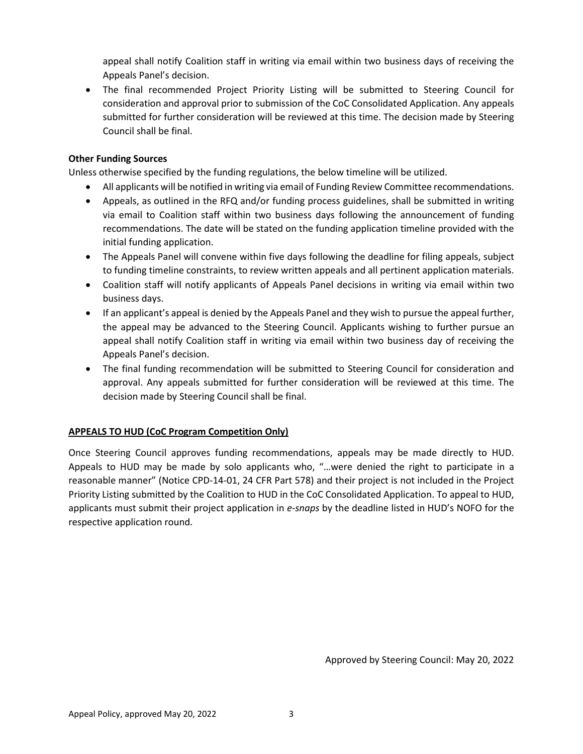appeal shall notify Coalition staff in writing via email within two business days of receiving the Appeals Panel's decision.

- The final recommended Project Priority Listing will be submitted to Steering Council for consideration and approval prior to submission of the CoC Consolidated Application. Any appeals submitted for further consideration will be reviewed at this time. The decision made by Steering Council shall be final.

**Other Funding Sources**

Unless otherwise specified by the funding regulations, the below timeline will be utilized.

- All applicants will be notified in writing via email of Funding Review Committee recommendations.
- Appeals, as outlined in the RFQ and/or funding process guidelines, shall be submitted in writing via email to Coalition staff within two business days following the announcement of funding recommendations. The date will be stated on the funding application timeline provided with the initial funding application.
- The Appeals Panel will convene within five days following the deadline for filing appeals, subject to funding timeline constraints, to review written appeals and all pertinent application materials.
- Coalition staff will notify applicants of Appeals Panel decisions in writing via email within two business days.
- If an applicant's appeal is denied by the Appeals Panel and they wish to pursue the appeal further, the appeal may be advanced to the Steering Council. Applicants wishing to further pursue an appeal shall notify Coalition staff in writing via email within two business day of receiving the Appeals Panel's decision.
- The final funding recommendation will be submitted to Steering Council for consideration and approval. Any appeals submitted for further consideration will be reviewed at this time. The decision made by Steering Council shall be final.

## APPEALS TO HUD (CoC Program Competition Only)

Once Steering Council approves funding recommendations, appeals may be made directly to HUD. Appeals to HUD may be made by solo applicants who, "…were denied the right to participate in a reasonable manner" (Notice CPD-14-01, 24 CFR Part 578) and their project is not included in the Project Priority Listing submitted by the Coalition to HUD in the CoC Consolidated Application. To appeal to HUD, applicants must submit their project application in *e-snaps* by the deadline listed in HUD's NOFO for the respective application round.

Approved by Steering Council: May 20, 2022